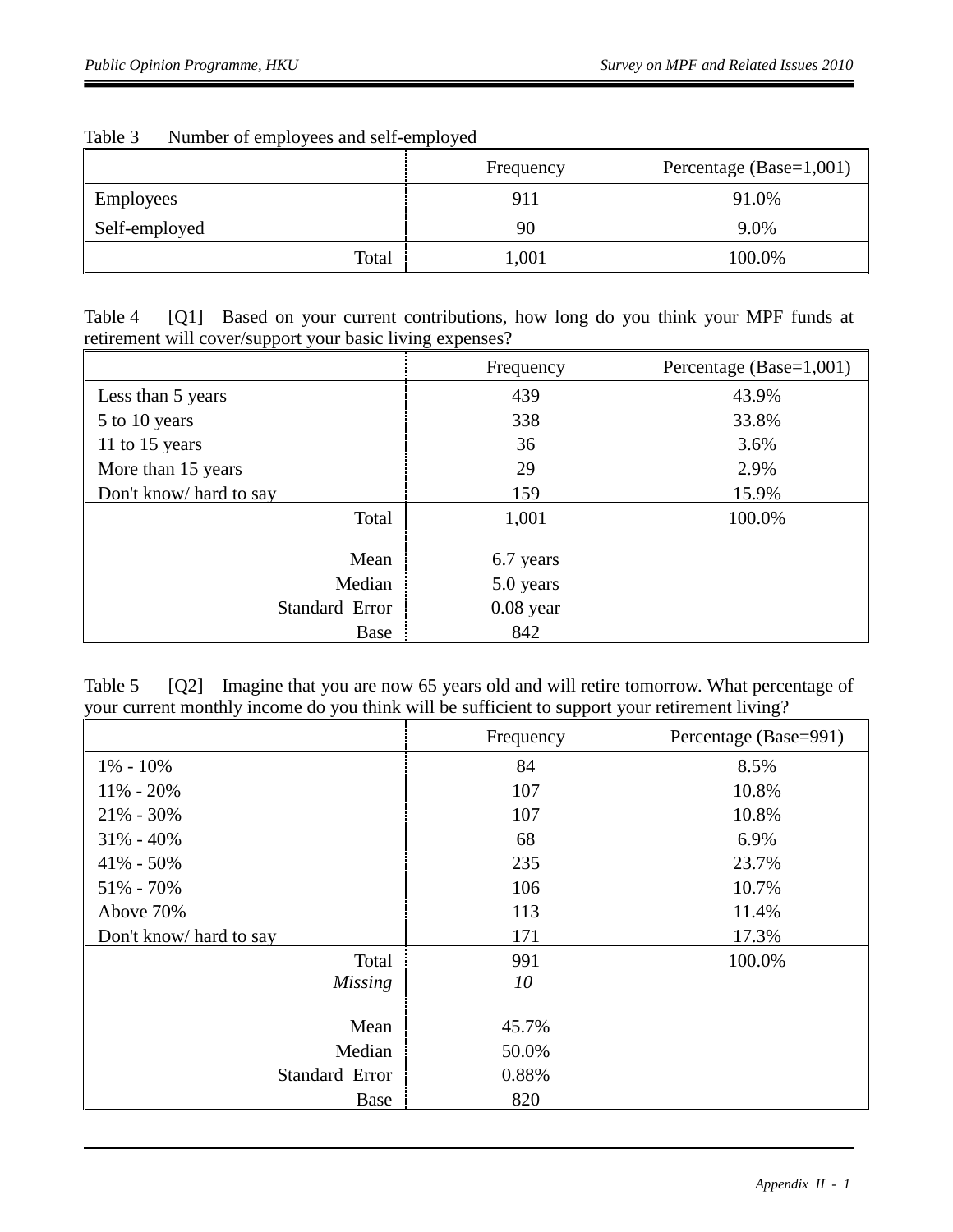Table 3 Number of employees and self-employed

| | Frequency | Percentage (Base=1,001) |
|---|---|---|
| Employees | 911 | 91.0% |
| Self-employed | 90 | 9.0% |
| Total | 1,001 | 100.0% |

Table 4 [Q1] Based on your current contributions, how long do you think your MPF funds at retirement will cover/support your basic living expenses?

| | Frequency | Percentage (Base=1,001) |
|---|---|---|
| Less than 5 years | 439 | 43.9% |
| 5 to 10 years | 338 | 33.8% |
| 11 to 15 years | 36 | 3.6% |
| More than 15 years | 29 | 2.9% |
| Don't know/ hard to say | 159 | 15.9% |
| Total | 1,001 | 100.0% |
| Mean | 6.7 years | |
| Median | 5.0 years | |
| Standard Error | 0.08 year | |
| Base | 842 | |

Table 5 [Q2] Imagine that you are now 65 years old and will retire tomorrow. What percentage of your current monthly income do you think will be sufficient to support your retirement living?

| | Frequency | Percentage (Base=991) |
|---|---|---|
| 1% - 10% | 84 | 8.5% |
| 11% - 20% | 107 | 10.8% |
| 21% - 30% | 107 | 10.8% |
| 31% - 40% | 68 | 6.9% |
| 41% - 50% | 235 | 23.7% |
| 51% - 70% | 106 | 10.7% |
| Above 70% | 113 | 11.4% |
| Don't know/ hard to say | 171 | 17.3% |
| Total | 991 | 100.0% |
| *Missing* | *10* | |
| Mean | 45.7% | |
| Median | 50.0% | |
| Standard Error | 0.88% | |
| Base | 820 | |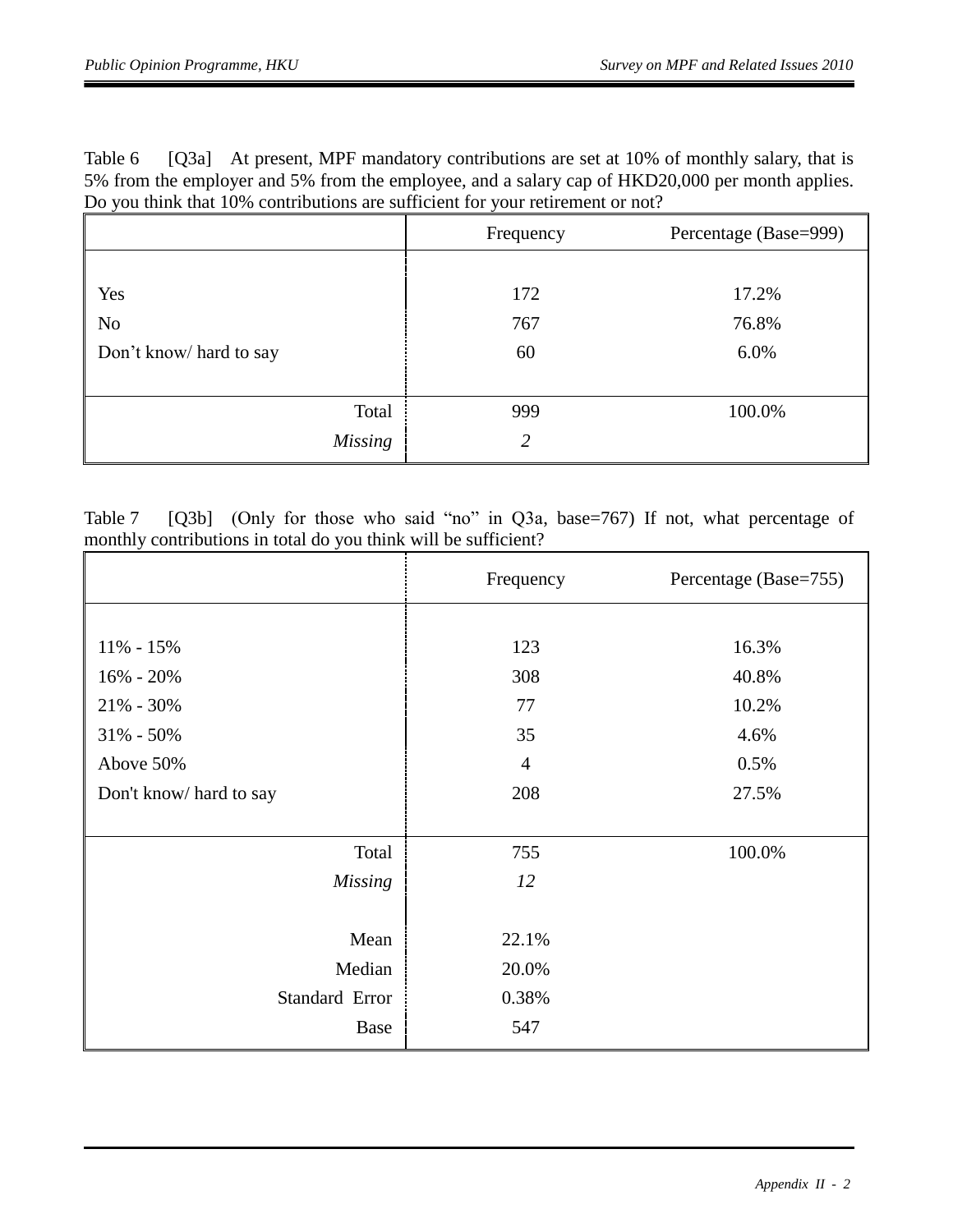Table 6 [Q3a] At present, MPF mandatory contributions are set at 10% of monthly salary, that is 5% from the employer and 5% from the employee, and a salary cap of HKD20,000 per month applies. Do you think that 10% contributions are sufficient for your retirement or not?

| | Frequency | Percentage (Base=999) |
|---|---|---|
| Yes | 172 | 17.2% |
| No | 767 | 76.8% |
| Don't know/ hard to say | 60 | 6.0% |
| Total | 999 | 100.0% |
| *Missing* | *2* | |

Table 7 [Q3b] (Only for those who said "no" in Q3a, base=767) If not, what percentage of monthly contributions in total do you think will be sufficient?

| | Frequency | Percentage (Base=755) |
|---|---|---|
| 11% - 15% | 123 | 16.3% |
| 16% - 20% | 308 | 40.8% |
| 21% - 30% | 77 | 10.2% |
| 31% - 50% | 35 | 4.6% |
| Above 50% | 4 | 0.5% |
| Don't know/ hard to say | 208 | 27.5% |
| Total | 755 | 100.0% |
| *Missing* | *12* | |
| Mean | 22.1% | |
| Median | 20.0% | |
| Standard Error | 0.38% | |
| Base | 547 | |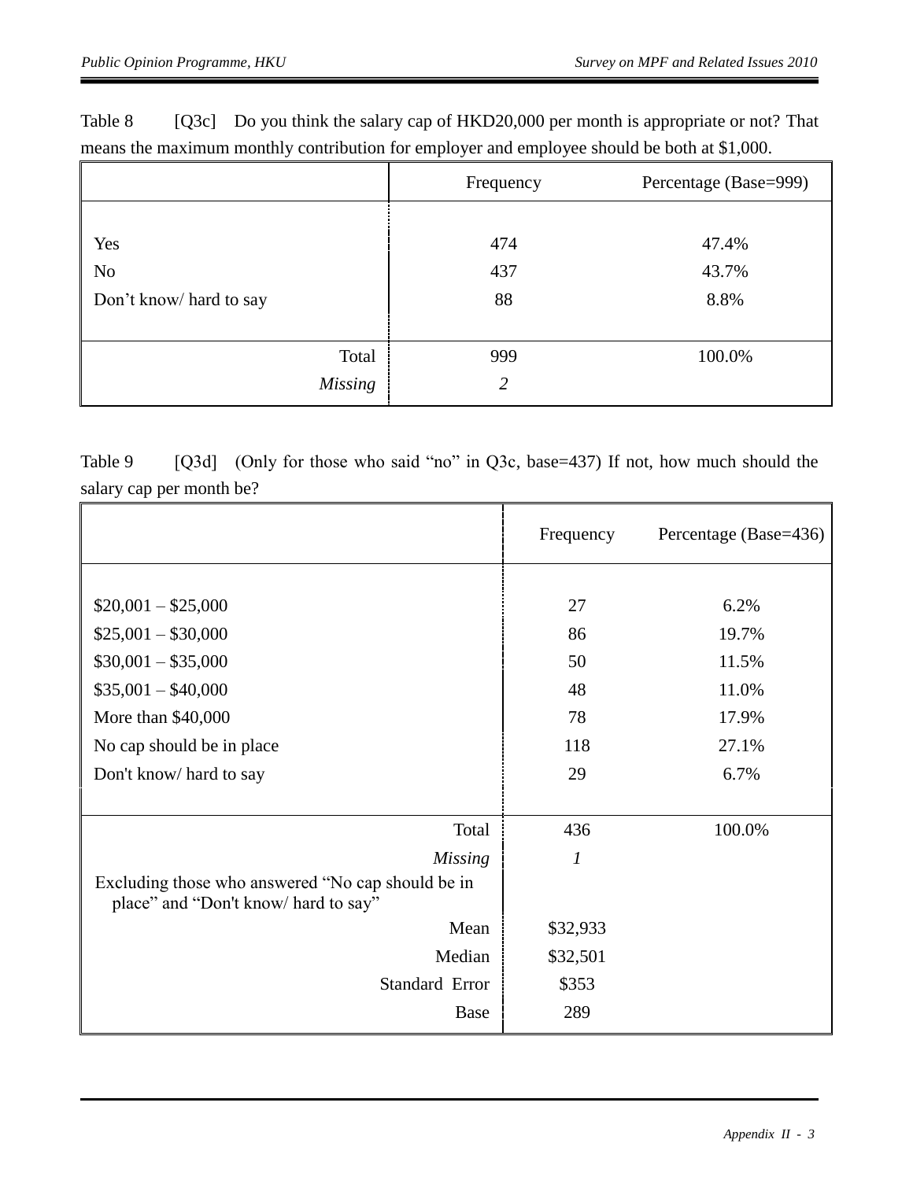Table 8 [Q3c] Do you think the salary cap of HKD20,000 per month is appropriate or not? That means the maximum monthly contribution for employer and employee should be both at $1,000.

| | Frequency | Percentage (Base=999) |
|---|---|---|
| Yes | 474 | 47.4% |
| No | 437 | 43.7% |
| Don't know/ hard to say | 88 | 8.8% |
| Total | 999 | 100.0% |
| *Missing* | *2* | |

Table 9 [Q3d] (Only for those who said "no" in Q3c, base=437) If not, how much should the salary cap per month be?

| | Frequency | Percentage (Base=436) |
|---|---|---|
| $20,001 – $25,000 | 27 | 6.2% |
| $25,001 – $30,000 | 86 | 19.7% |
| $30,001 – $35,000 | 50 | 11.5% |
| $35,001 – $40,000 | 48 | 11.0% |
| More than $40,000 | 78 | 17.9% |
| No cap should be in place | 118 | 27.1% |
| Don't know/ hard to say | 29 | 6.7% |
| Total | 436 | 100.0% |
| *Missing* | *1* | |
| Excluding those who answered "No cap should be in place" and "Don't know/ hard to say" | | |
| Mean | $32,933 | |
| Median | $32,501 | |
| Standard Error | $353 | |
| Base | 289 | |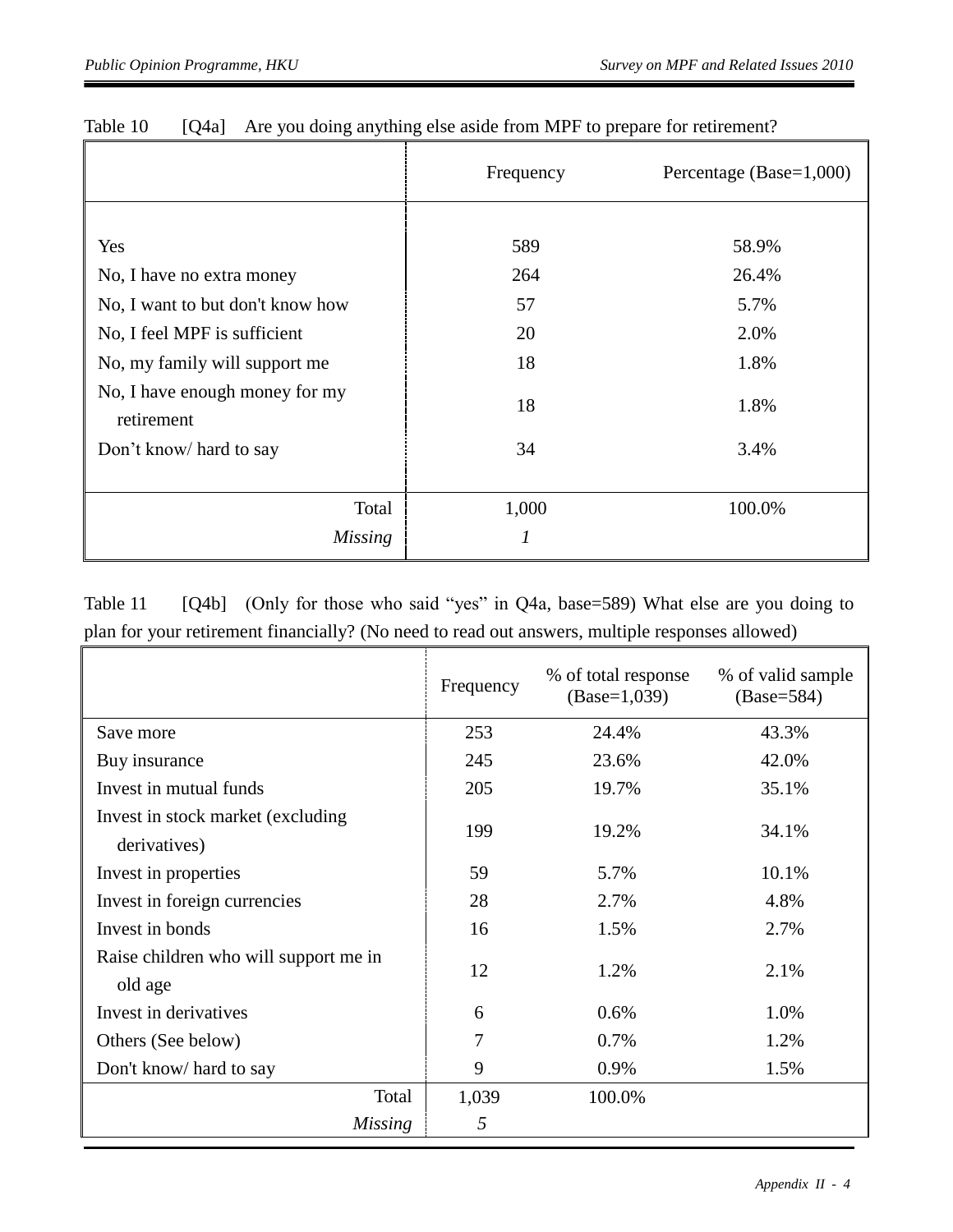Table 10 [Q4a] Are you doing anything else aside from MPF to prepare for retirement?

| | Frequency | Percentage (Base=1,000) |
|---|---|---|
| Yes | 589 | 58.9% |
| No, I have no extra money | 264 | 26.4% |
| No, I want to but don't know how | 57 | 5.7% |
| No, I feel MPF is sufficient | 20 | 2.0% |
| No, my family will support me | 18 | 1.8% |
| No, I have enough money for my retirement | 18 | 1.8% |
| Don't know/ hard to say | 34 | 3.4% |
| Total | 1,000 | 100.0% |
| *Missing* | *1* | |

Table 11 [Q4b] (Only for those who said "yes" in Q4a, base=589) What else are you doing to plan for your retirement financially? (No need to read out answers, multiple responses allowed)

| | Frequency | % of total response (Base=1,039) | % of valid sample (Base=584) |
|---|---|---|---|
| Save more | 253 | 24.4% | 43.3% |
| Buy insurance | 245 | 23.6% | 42.0% |
| Invest in mutual funds | 205 | 19.7% | 35.1% |
| Invest in stock market (excluding derivatives) | 199 | 19.2% | 34.1% |
| Invest in properties | 59 | 5.7% | 10.1% |
| Invest in foreign currencies | 28 | 2.7% | 4.8% |
| Invest in bonds | 16 | 1.5% | 2.7% |
| Raise children who will support me in old age | 12 | 1.2% | 2.1% |
| Invest in derivatives | 6 | 0.6% | 1.0% |
| Others (See below) | 7 | 0.7% | 1.2% |
| Don't know/ hard to say | 9 | 0.9% | 1.5% |
| Total | 1,039 | 100.0% | |
| *Missing* | *5* | | |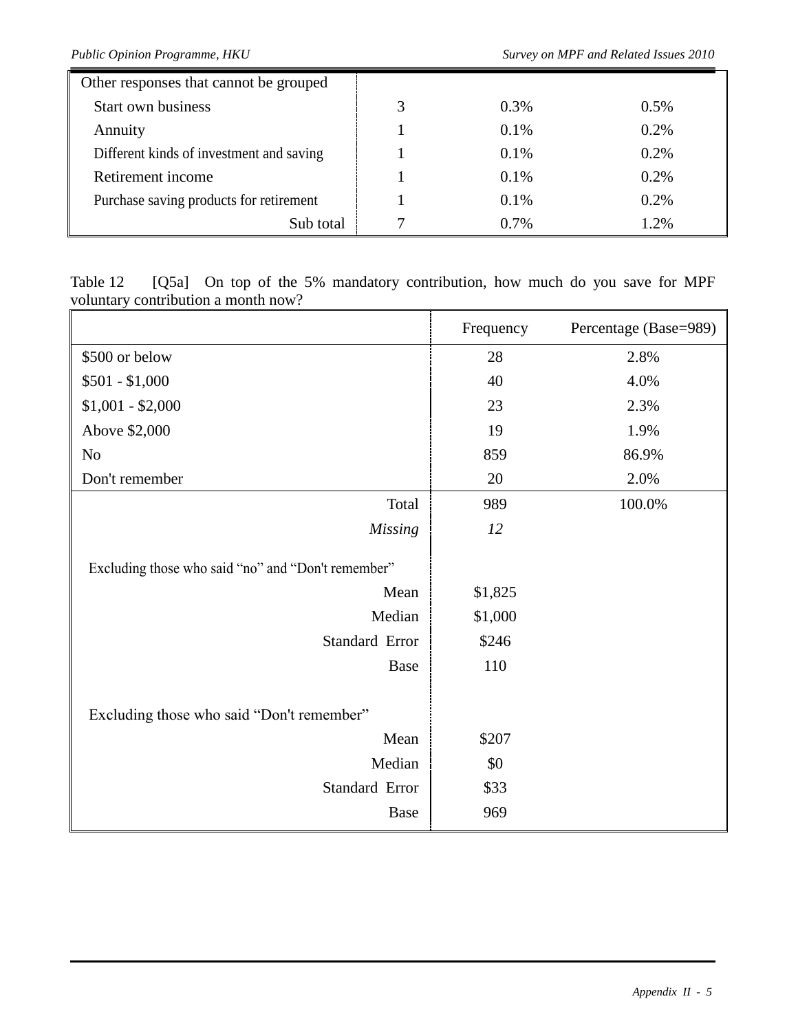| | | | |
|---|---|---|---|
| Other responses that cannot be grouped | | | |
| Start own business | 3 | 0.3% | 0.5% |
| Annuity | 1 | 0.1% | 0.2% |
| Different kinds of investment and saving | 1 | 0.1% | 0.2% |
| Retirement income | 1 | 0.1% | 0.2% |
| Purchase saving products for retirement | 1 | 0.1% | 0.2% |
| Sub total | 7 | 0.7% | 1.2% |

Table 12 [Q5a] On top of the 5% mandatory contribution, how much do you save for MPF voluntary contribution a month now?

| | Frequency | Percentage (Base=989) |
|---|---|---|
| $500 or below | 28 | 2.8% |
| $501 - $1,000 | 40 | 4.0% |
| $1,001 - $2,000 | 23 | 2.3% |
| Above $2,000 | 19 | 1.9% |
| No | 859 | 86.9% |
| Don't remember | 20 | 2.0% |
| Total | 989 | 100.0% |
| *Missing* | *12* | |
| Excluding those who said "no" and "Don't remember" | | |
| Mean | $1,825 | |
| Median | $1,000 | |
| Standard Error | $246 | |
| Base | 110 | |
| Excluding those who said "Don't remember" | | |
| Mean | $207 | |
| Median | $0 | |
| Standard Error | $33 | |
| Base | 969 | |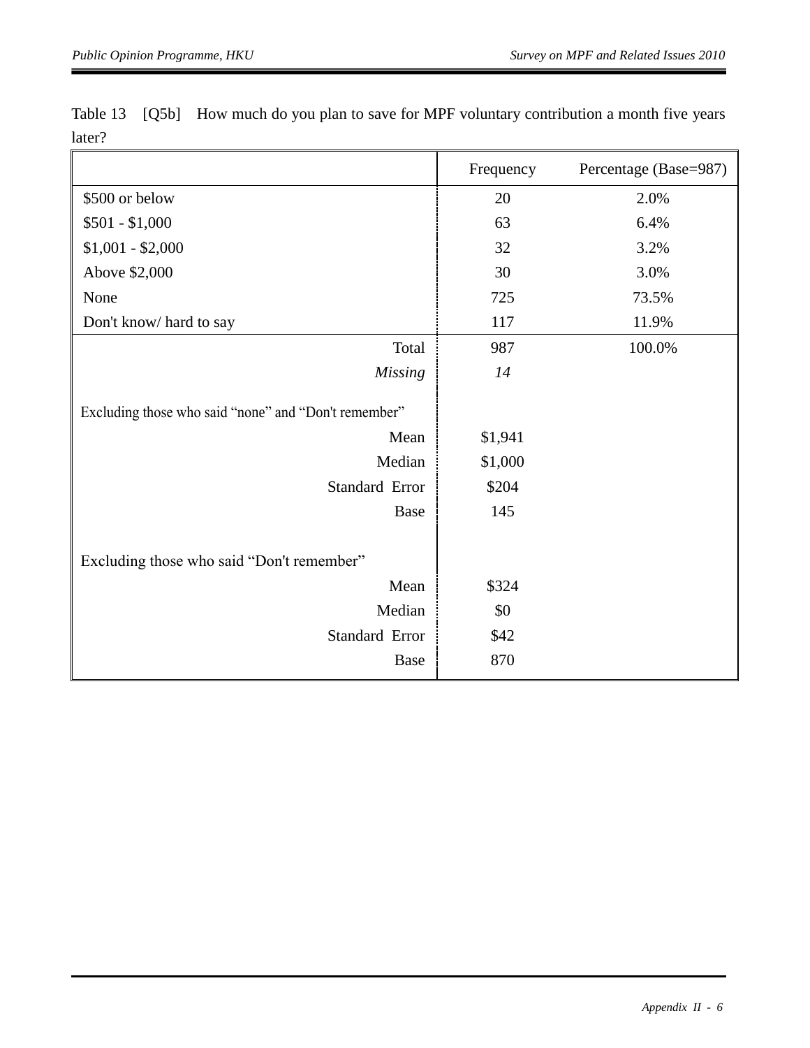Table 13 [Q5b] How much do you plan to save for MPF voluntary contribution a month five years later?

| | Frequency | Percentage (Base=987) |
|---|---|---|
| $500 or below | 20 | 2.0% |
| $501 - $1,000 | 63 | 6.4% |
| $1,001 - $2,000 | 32 | 3.2% |
| Above $2,000 | 30 | 3.0% |
| None | 725 | 73.5% |
| Don't know/ hard to say | 117 | 11.9% |
| Total | 987 | 100.0% |
| *Missing* | *14* | |
| Excluding those who said “none” and “Don't remember” | | |
| Mean | $1,941 | |
| Median | $1,000 | |
| Standard Error | $204 | |
| Base | 145 | |
| Excluding those who said “Don't remember” | | |
| Mean | $324 | |
| Median | $0 | |
| Standard Error | $42 | |
| Base | 870 | |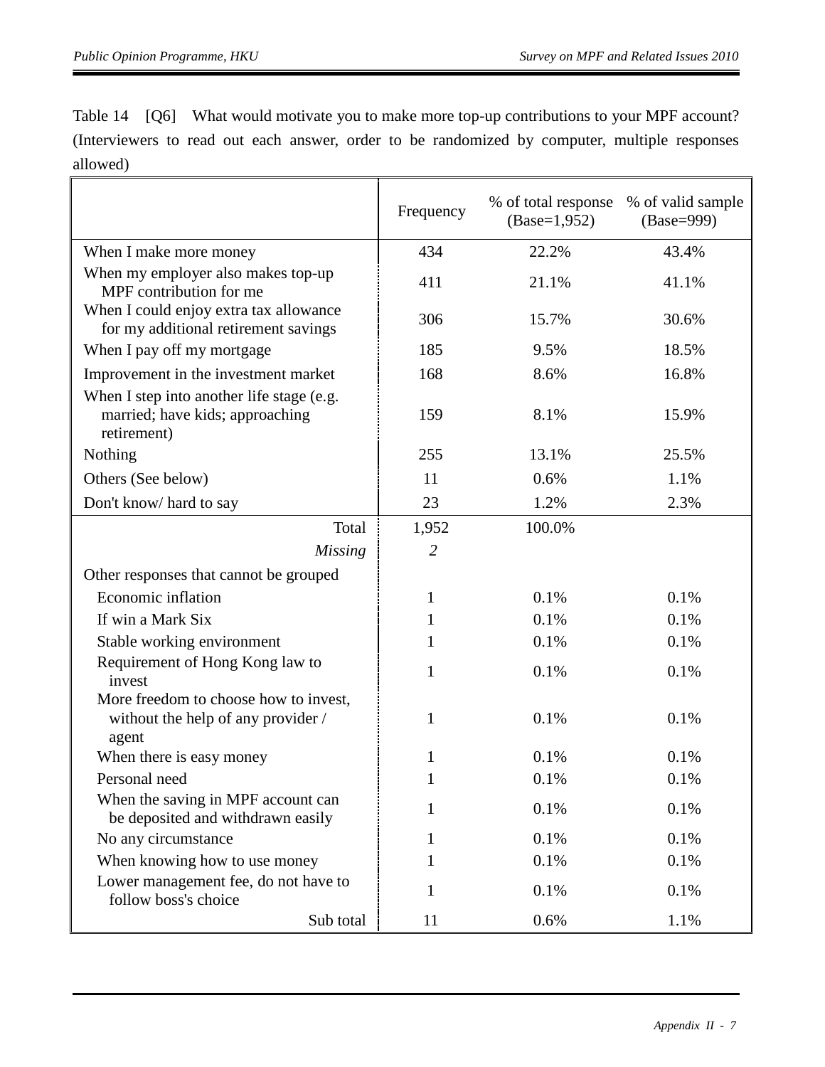Table 14 [Q6] What would motivate you to make more top-up contributions to your MPF account? (Interviewers to read out each answer, order to be randomized by computer, multiple responses allowed)

| | Frequency | % of total response (Base=1,952) | % of valid sample (Base=999) |
|---|---|---|---|
| When I make more money | 434 | 22.2% | 43.4% |
| When my employer also makes top-up MPF contribution for me | 411 | 21.1% | 41.1% |
| When I could enjoy extra tax allowance for my additional retirement savings | 306 | 15.7% | 30.6% |
| When I pay off my mortgage | 185 | 9.5% | 18.5% |
| Improvement in the investment market | 168 | 8.6% | 16.8% |
| When I step into another life stage (e.g. married; have kids; approaching retirement) | 159 | 8.1% | 15.9% |
| Nothing | 255 | 13.1% | 25.5% |
| Others (See below) | 11 | 0.6% | 1.1% |
| Don't know/ hard to say | 23 | 1.2% | 2.3% |
| Total | 1,952 | 100.0% | |
| *Missing* | *2* | | |
| Other responses that cannot be grouped | | | |
| Economic inflation | 1 | 0.1% | 0.1% |
| If win a Mark Six | 1 | 0.1% | 0.1% |
| Stable working environment | 1 | 0.1% | 0.1% |
| Requirement of Hong Kong law to invest | 1 | 0.1% | 0.1% |
| More freedom to choose how to invest, without the help of any provider / agent | 1 | 0.1% | 0.1% |
| When there is easy money | 1 | 0.1% | 0.1% |
| Personal need | 1 | 0.1% | 0.1% |
| When the saving in MPF account can be deposited and withdrawn easily | 1 | 0.1% | 0.1% |
| No any circumstance | 1 | 0.1% | 0.1% |
| When knowing how to use money | 1 | 0.1% | 0.1% |
| Lower management fee, do not have to follow boss's choice | 1 | 0.1% | 0.1% |
| Sub total | 11 | 0.6% | 1.1% |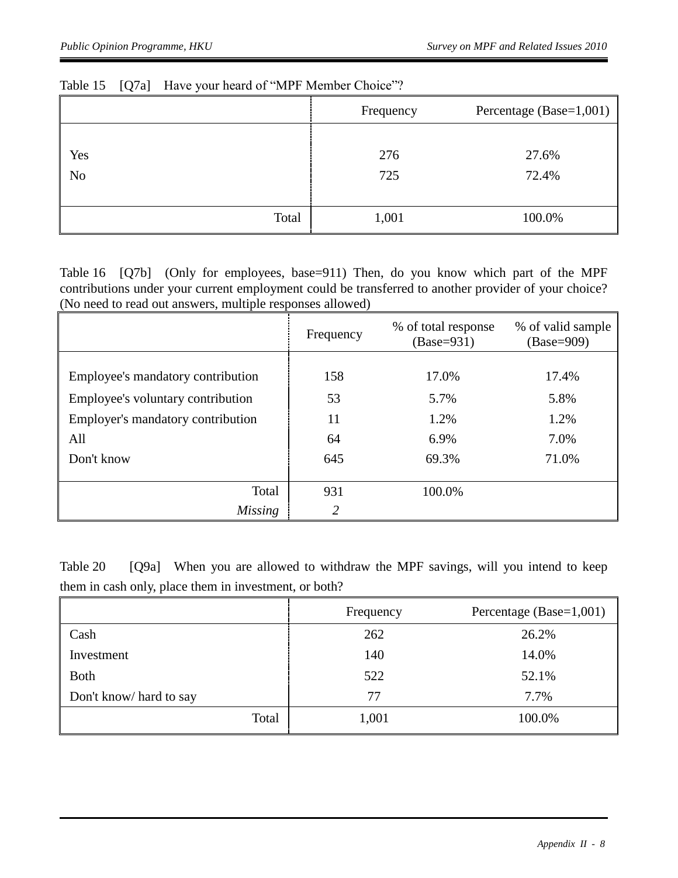Table 15 [Q7a] Have your heard of “MPF Member Choice”?

| | Frequency | Percentage (Base=1,001) |
|---|---|---|
| Yes | 276 | 27.6% |
| No | 725 | 72.4% |
| Total | 1,001 | 100.0% |

Table 16 [Q7b] (Only for employees, base=911) Then, do you know which part of the MPF contributions under your current employment could be transferred to another provider of your choice? (No need to read out answers, multiple responses allowed)

| | Frequency | % of total response (Base=931) | % of valid sample (Base=909) |
|---|---|---|---|
| Employee's mandatory contribution | 158 | 17.0% | 17.4% |
| Employee's voluntary contribution | 53 | 5.7% | 5.8% |
| Employer's mandatory contribution | 11 | 1.2% | 1.2% |
| All | 64 | 6.9% | 7.0% |
| Don't know | 645 | 69.3% | 71.0% |
| Total | 931 | 100.0% | |
| *Missing* | *2* | | |

Table 20 [Q9a] When you are allowed to withdraw the MPF savings, will you intend to keep them in cash only, place them in investment, or both?

| | Frequency | Percentage (Base=1,001) |
|---|---|---|
| Cash | 262 | 26.2% |
| Investment | 140 | 14.0% |
| Both | 522 | 52.1% |
| Don't know/ hard to say | 77 | 7.7% |
| Total | 1,001 | 100.0% |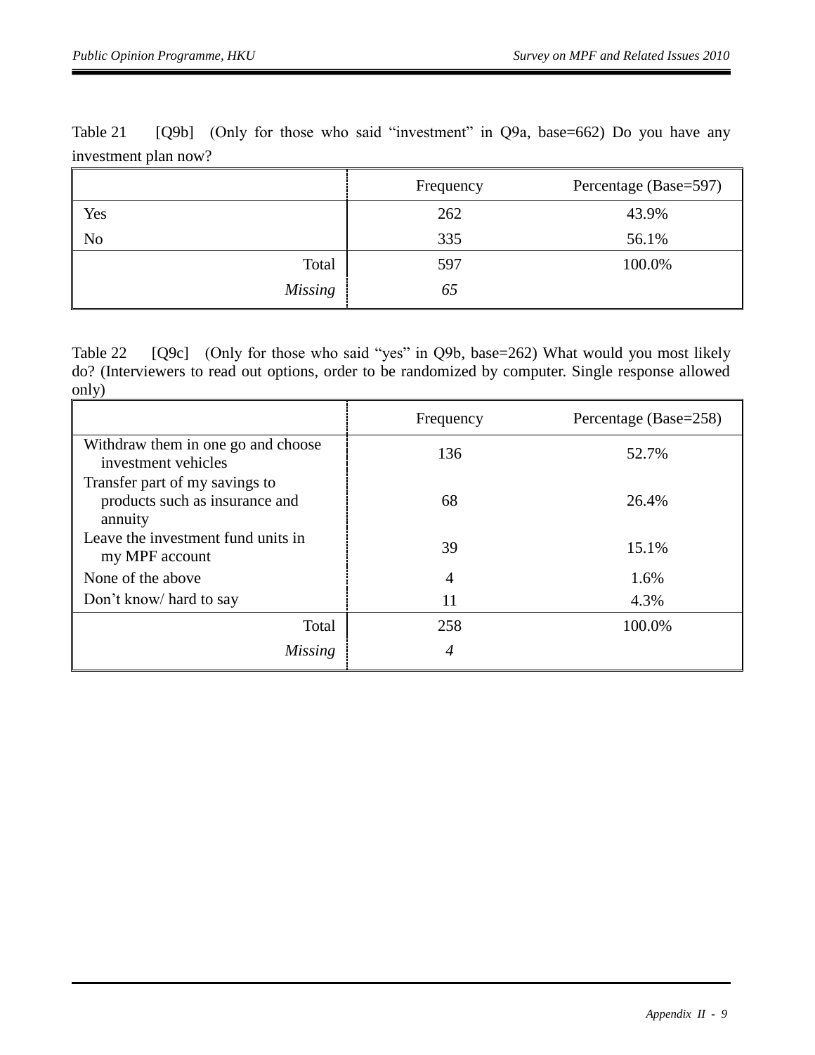Table 21 [Q9b] (Only for those who said "investment" in Q9a, base=662) Do you have any investment plan now?

| | Frequency | Percentage (Base=597) |
|---|---|---|
| Yes | 262 | 43.9% |
| No | 335 | 56.1% |
| Total | 597 | 100.0% |
| *Missing* | *65* | |

Table 22 [Q9c] (Only for those who said "yes" in Q9b, base=262) What would you most likely do? (Interviewers to read out options, order to be randomized by computer. Single response allowed only)

| | Frequency | Percentage (Base=258) |
|---|---|---|
| Withdraw them in one go and choose investment vehicles | 136 | 52.7% |
| Transfer part of my savings to products such as insurance and annuity | 68 | 26.4% |
| Leave the investment fund units in my MPF account | 39 | 15.1% |
| None of the above | 4 | 1.6% |
| Don't know/ hard to say | 11 | 4.3% |
| Total | 258 | 100.0% |
| *Missing* | *4* | |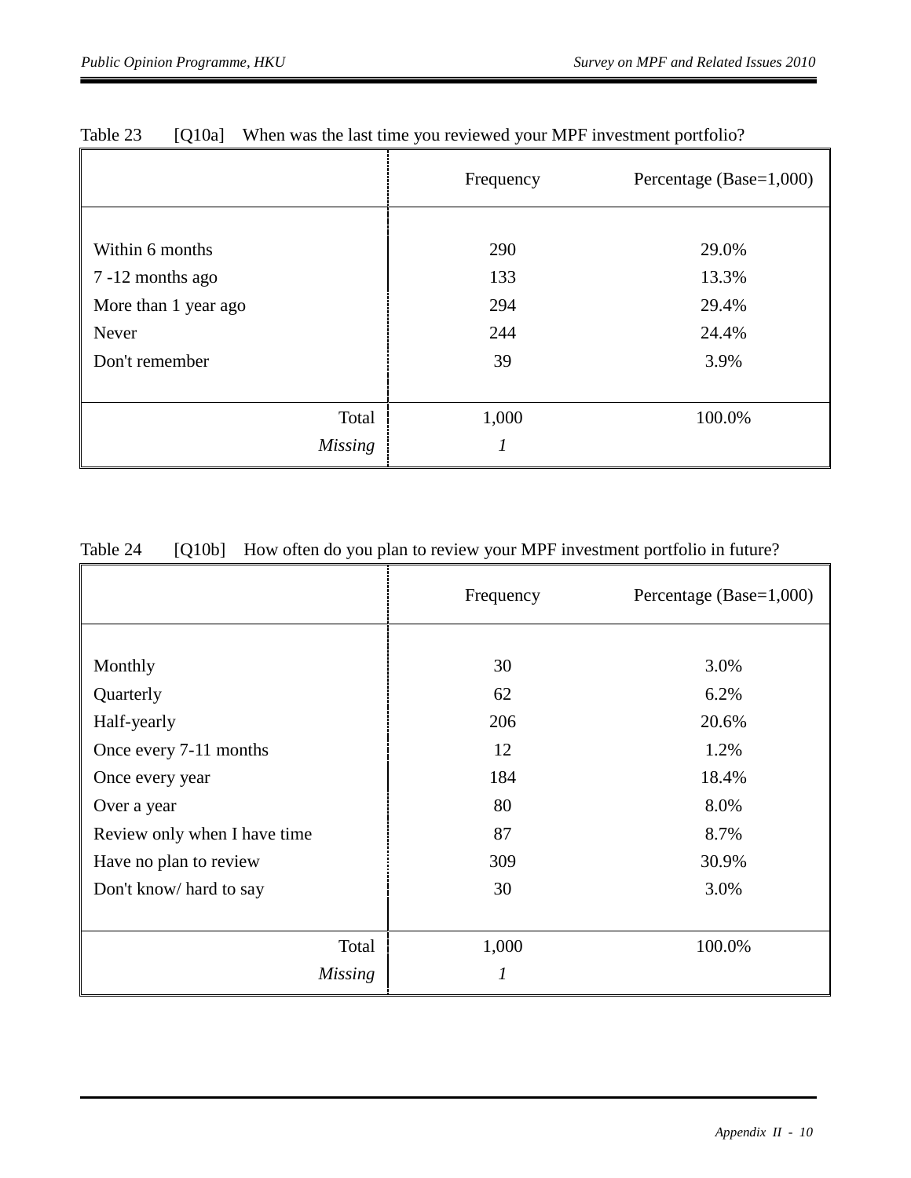Table 23 [Q10a] When was the last time you reviewed your MPF investment portfolio?

| | Frequency | Percentage (Base=1,000) |
|---|---|---|
| Within 6 months | 290 | 29.0% |
| 7 -12 months ago | 133 | 13.3% |
| More than 1 year ago | 294 | 29.4% |
| Never | 244 | 24.4% |
| Don't remember | 39 | 3.9% |
| Total | 1,000 | 100.0% |
| *Missing* | *1* | |

Table 24 [Q10b] How often do you plan to review your MPF investment portfolio in future?

| | Frequency | Percentage (Base=1,000) |
|---|---|---|
| Monthly | 30 | 3.0% |
| Quarterly | 62 | 6.2% |
| Half-yearly | 206 | 20.6% |
| Once every 7-11 months | 12 | 1.2% |
| Once every year | 184 | 18.4% |
| Over a year | 80 | 8.0% |
| Review only when I have time | 87 | 8.7% |
| Have no plan to review | 309 | 30.9% |
| Don't know/ hard to say | 30 | 3.0% |
| Total | 1,000 | 100.0% |
| *Missing* | *1* | |